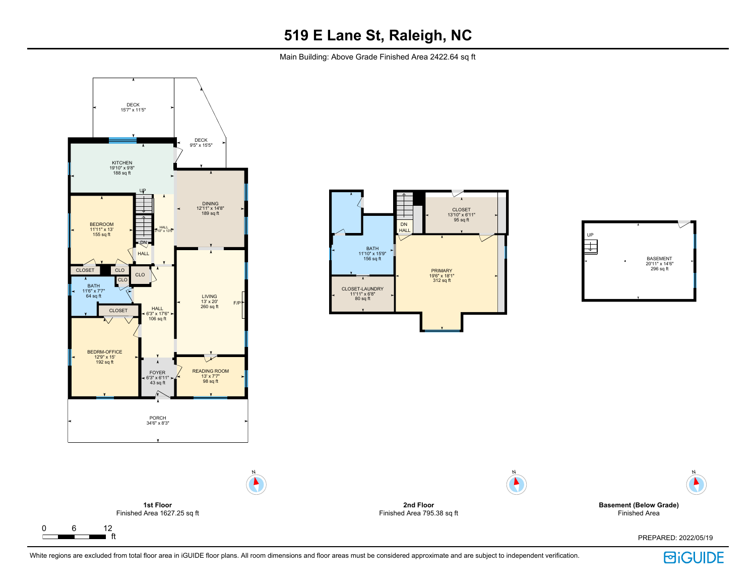# 519 E Lane St, Raleigh, NC

Main Building: Above Grade Finished Area 2422.64 sq ft

DECK
15'7" x 11'5"

DECK
9'5" x 15'5"

KITCHEN
19'10" x 9'8"
188 sq ft

UP

DINING
12'11" x 14'8"
189 sq ft

BEDROOM
11'11" x 13'
155 sq ft

HALL
3'10" x 13'5"

DN

HALL

CLOSET

CLO

CLO

CLO

BATH
11'6" x 7'7"
64 sq ft

LIVING
13' x 20'
260 sq ft

F/P

CLOSET

HALL
6'3" x 17'6"
106 sq ft

BEDRM-OFFICE
12'9" x 15'
192 sq ft

FOYER
6'3" x 6'11"
43 sq ft

READING ROOM
13' x 7'7"
98 sq ft

PORCH
34'6" x 8'3"

CLOSET
13'10" x 6'11"
95 sq ft

DN

HALL

BATH
11'10" x 15'9"
156 sq ft

PRIMARY
19'6" x 18'1"
312 sq ft

CLOSET-LAUNDRY
11'11" x 6'8"
80 sq ft

UP

BASEMENT
20'11" x 14'6"
296 sq ft

N

N

N

**1st Floor**
Finished Area 1627.25 sq ft

**2nd Floor**
Finished Area 795.38 sq ft

**Basement (Below Grade)**
Finished Area

0 6 12
ft

PREPARED: 2022/05/19

White regions are excluded from total floor area in iGUIDE floor plans. All room dimensions and floor areas must be considered approximate and are subject to independent verification.

iGUIDE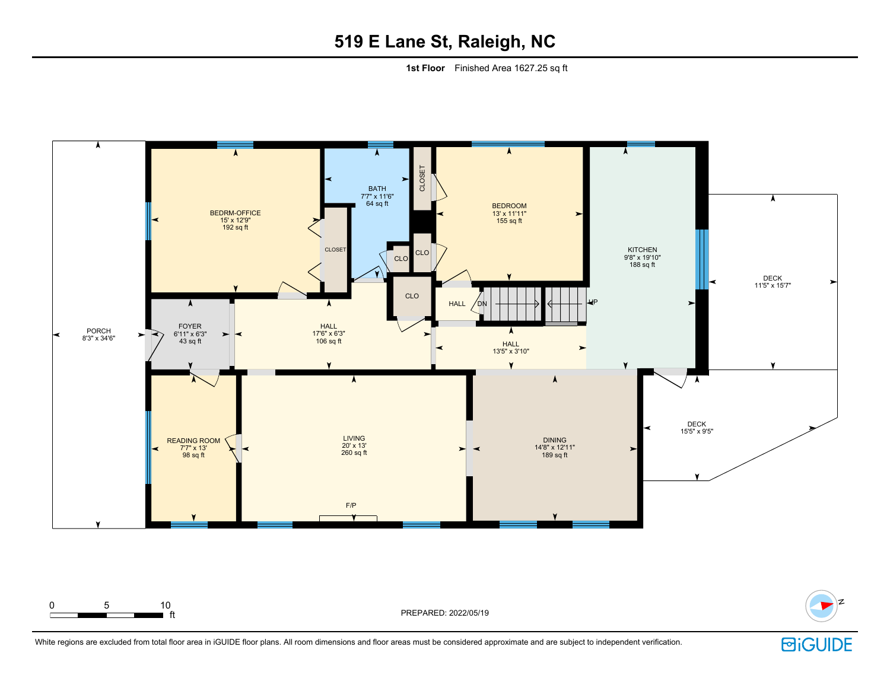# 519 E Lane St, Raleigh, NC

**1st Floor** Finished Area 1627.25 sq ft

PORCH
8'3" x 34'6"

BEDRM-OFFICE
15' x 12'9"
192 sq ft

CLOSET

BATH
7'7" x 11'6"
64 sq ft

CLOSET

CLO

CLO

CLO

BEDROOM
13' x 11'11"
155 sq ft

KITCHEN
9'8" x 19'10"
188 sq ft

DECK
11'5" x 15'7"

FOYER
6'11" x 6'3"
43 sq ft

HALL
17'6" x 6'3"
106 sq ft

HALL

DN

UP

HALL
13'5" x 3'10"

READING ROOM
7'7" x 13'
98 sq ft

LIVING
20' x 13'
260 sq ft

F/P

DINING
14'8" x 12'11"
189 sq ft

DECK
15'5" x 9'5"

0 5 10 ft

PREPARED: 2022/05/19

White regions are excluded from total floor area in iGUIDE floor plans. All room dimensions and floor areas must be considered approximate and are subject to independent verification.

iGUIDE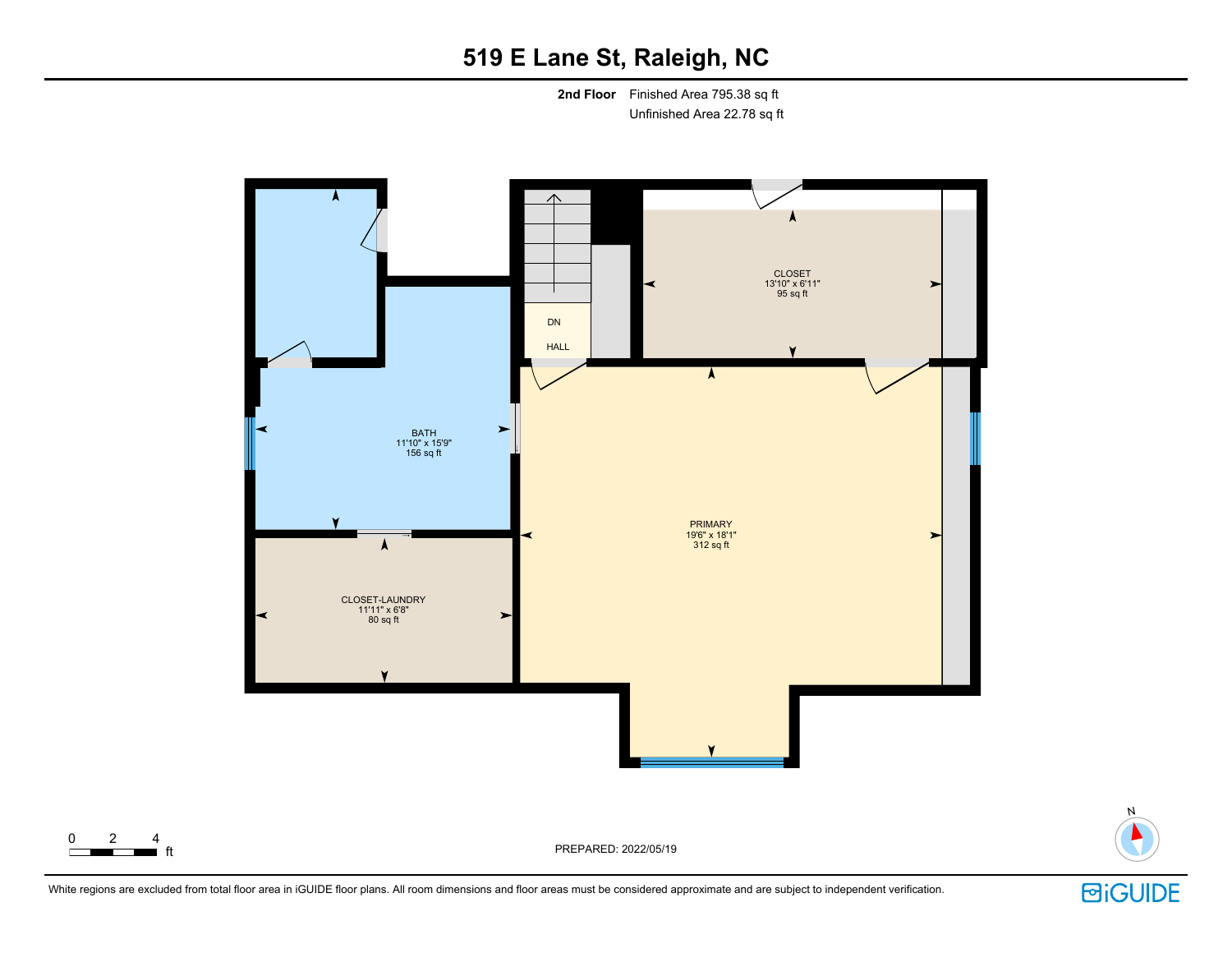# 519 E Lane St, Raleigh, NC

**2nd Floor** Finished Area 795.38 sq ft
Unfinished Area 22.78 sq ft

CLOSET
13'10" x 6'11"
95 sq ft

DN

HALL

BATH
11'10" x 15'9"
156 sq ft

PRIMARY
19'6" x 18'1"
312 sq ft

CLOSET-LAUNDRY
11'11" x 6'8"
80 sq ft

0 2 4 ft

PREPARED: 2022/05/19

N

White regions are excluded from total floor area in iGUIDE floor plans. All room dimensions and floor areas must be considered approximate and are subject to independent verification.

iGUIDE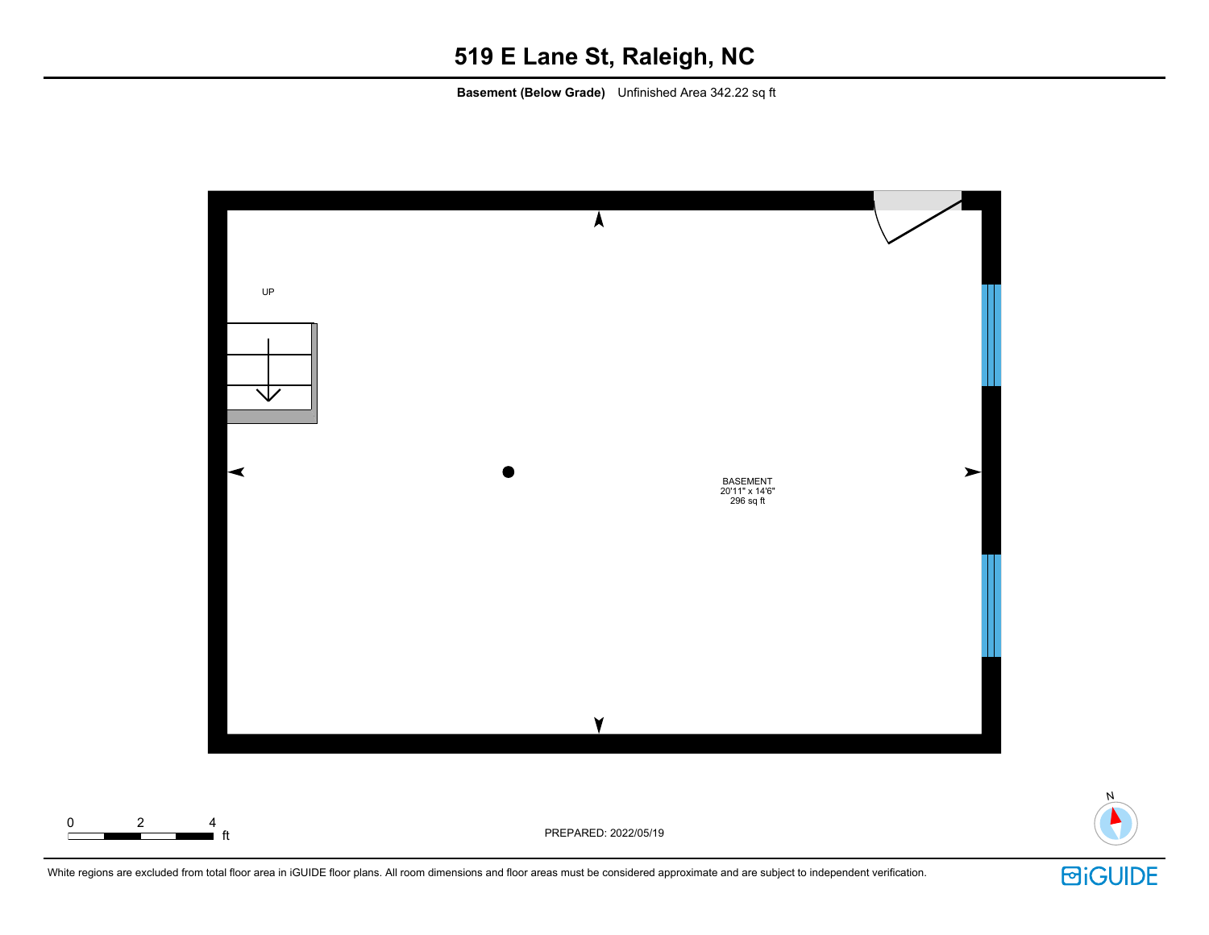# 519 E Lane St, Raleigh, NC

**Basement (Below Grade)** Unfinished Area 342.22 sq ft

UP

BASEMENT
20'11" x 14'6"
296 sq ft

0 2 4 ft

PREPARED: 2022/05/19

N

White regions are excluded from total floor area in iGUIDE floor plans. All room dimensions and floor areas must be considered approximate and are subject to independent verification.

iGUIDE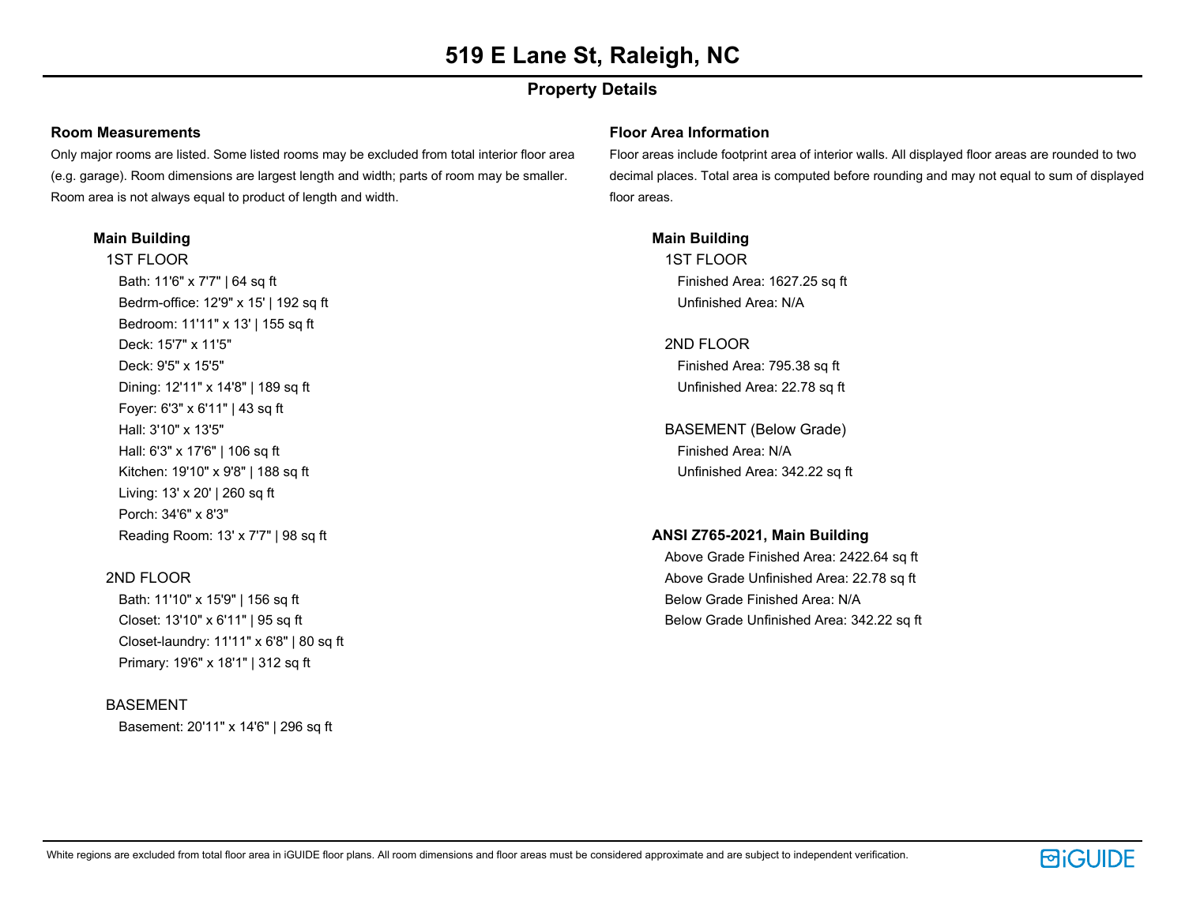# 519 E Lane St, Raleigh, NC

## Property Details

### Room Measurements

Only major rooms are listed. Some listed rooms may be excluded from total interior floor area (e.g. garage). Room dimensions are largest length and width; parts of room may be smaller. Room area is not always equal to product of length and width.

**Main Building**

1ST FLOOR

- Bath: 11'6" x 7'7" | 64 sq ft
- Bedrm-office: 12'9" x 15' | 192 sq ft
- Bedroom: 11'11" x 13' | 155 sq ft
- Deck: 15'7" x 11'5"
- Deck: 9'5" x 15'5"
- Dining: 12'11" x 14'8" | 189 sq ft
- Foyer: 6'3" x 6'11" | 43 sq ft
- Hall: 3'10" x 13'5"
- Hall: 6'3" x 17'6" | 106 sq ft
- Kitchen: 19'10" x 9'8" | 188 sq ft
- Living: 13' x 20' | 260 sq ft
- Porch: 34'6" x 8'3"
- Reading Room: 13' x 7'7" | 98 sq ft

2ND FLOOR

- Bath: 11'10" x 15'9" | 156 sq ft
- Closet: 13'10" x 6'11" | 95 sq ft
- Closet-laundry: 11'11" x 6'8" | 80 sq ft
- Primary: 19'6" x 18'1" | 312 sq ft

BASEMENT

- Basement: 20'11" x 14'6" | 296 sq ft

### Floor Area Information

Floor areas include footprint area of interior walls. All displayed floor areas are rounded to two decimal places. Total area is computed before rounding and may not equal to sum of displayed floor areas.

**Main Building**

1ST FLOOR

- Finished Area: 1627.25 sq ft
- Unfinished Area: N/A

2ND FLOOR

- Finished Area: 795.38 sq ft
- Unfinished Area: 22.78 sq ft

BASEMENT (Below Grade)

- Finished Area: N/A
- Unfinished Area: 342.22 sq ft

**ANSI Z765-2021, Main Building**

- Above Grade Finished Area: 2422.64 sq ft
- Above Grade Unfinished Area: 22.78 sq ft
- Below Grade Finished Area: N/A
- Below Grade Unfinished Area: 342.22 sq ft

White regions are excluded from total floor area in iGUIDE floor plans. All room dimensions and floor areas must be considered approximate and are subject to independent verification.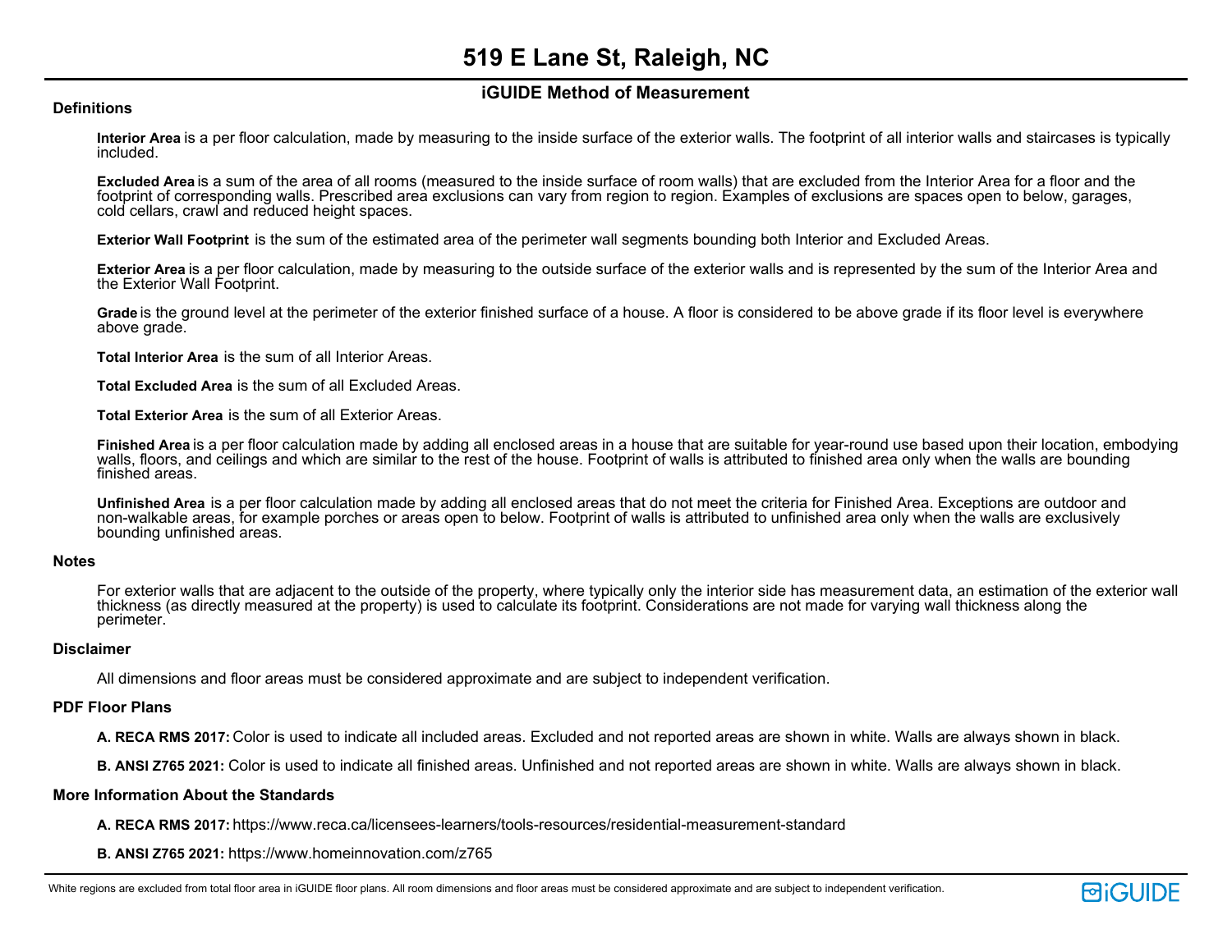# 519 E Lane St, Raleigh, NC

## iGUIDE Method of Measurement

### Definitions

**Interior Area** is a per floor calculation, made by measuring to the inside surface of the exterior walls. The footprint of all interior walls and staircases is typically included.

**Excluded Area** is a sum of the area of all rooms (measured to the inside surface of room walls) that are excluded from the Interior Area for a floor and the footprint of corresponding walls. Prescribed area exclusions can vary from region to region. Examples of exclusions are spaces open to below, garages, cold cellars, crawl and reduced height spaces.

**Exterior Wall Footprint** is the sum of the estimated area of the perimeter wall segments bounding both Interior and Excluded Areas.

**Exterior Area** is a per floor calculation, made by measuring to the outside surface of the exterior walls and is represented by the sum of the Interior Area and the Exterior Wall Footprint.

**Grade** is the ground level at the perimeter of the exterior finished surface of a house. A floor is considered to be above grade if its floor level is everywhere above grade.

**Total Interior Area** is the sum of all Interior Areas.

**Total Excluded Area** is the sum of all Excluded Areas.

**Total Exterior Area** is the sum of all Exterior Areas.

**Finished Area** is a per floor calculation made by adding all enclosed areas in a house that are suitable for year-round use based upon their location, embodying walls, floors, and ceilings and which are similar to the rest of the house. Footprint of walls is attributed to finished area only when the walls are bounding finished areas.

**Unfinished Area** is a per floor calculation made by adding all enclosed areas that do not meet the criteria for Finished Area. Exceptions are outdoor and non-walkable areas, for example porches or areas open to below. Footprint of walls is attributed to unfinished area only when the walls are exclusively bounding unfinished areas.

### Notes

For exterior walls that are adjacent to the outside of the property, where typically only the interior side has measurement data, an estimation of the exterior wall thickness (as directly measured at the property) is used to calculate its footprint. Considerations are not made for varying wall thickness along the perimeter.

### Disclaimer

All dimensions and floor areas must be considered approximate and are subject to independent verification.

### PDF Floor Plans

**A. RECA RMS 2017:** Color is used to indicate all included areas. Excluded and not reported areas are shown in white. Walls are always shown in black.

**B. ANSI Z765 2021:** Color is used to indicate all finished areas. Unfinished and not reported areas are shown in white. Walls are always shown in black.

### More Information About the Standards

**A. RECA RMS 2017:** https://www.reca.ca/licensees-learners/tools-resources/residential-measurement-standard

**B. ANSI Z765 2021:** https://www.homeinnovation.com/z765

White regions are excluded from total floor area in iGUIDE floor plans. All room dimensions and floor areas must be considered approximate and are subject to independent verification.